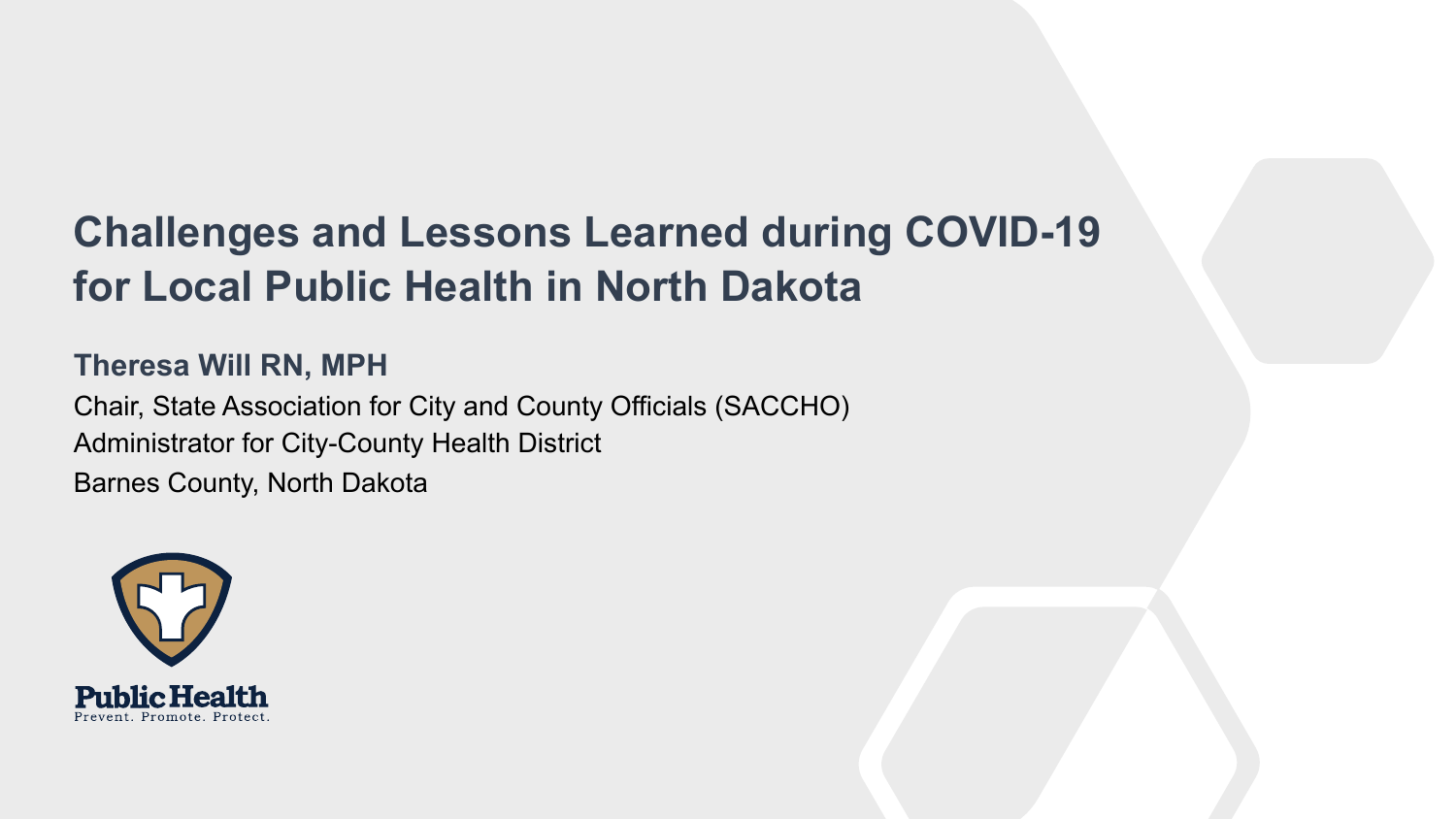# Challenges and Lessons Learned during COVID-19 for Local Public Health in North Dakota

**Theresa Will RN, MPH**

Chair, State Association for City and County Officials (SACCHO)

Administrator for City-County Health District

Barnes County, North Dakota

Public Health

Prevent. Promote. Protect.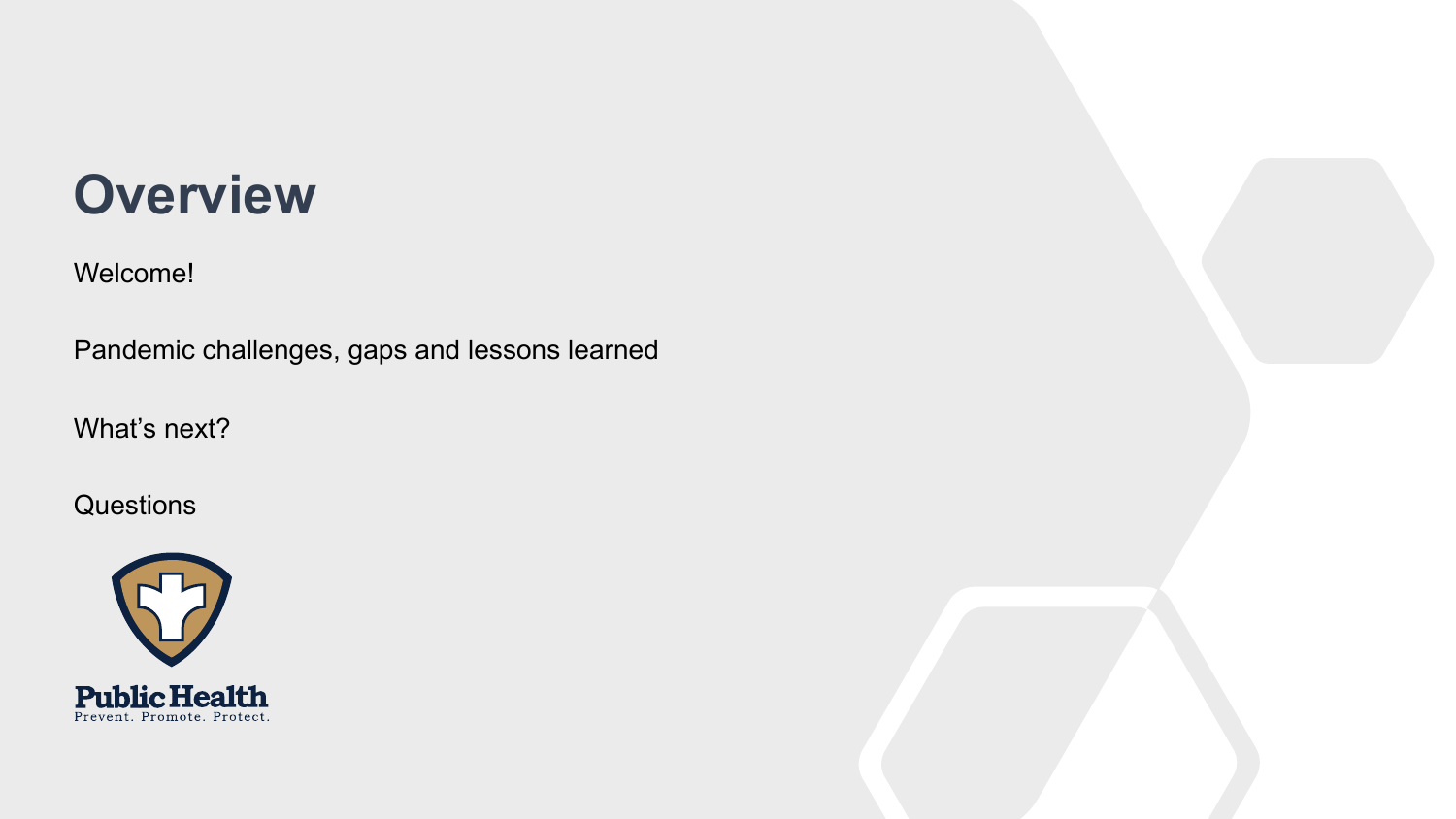# Overview

Welcome!

Pandemic challenges, gaps and lessons learned

What's next?

Questions

Public Health
Prevent. Promote. Protect.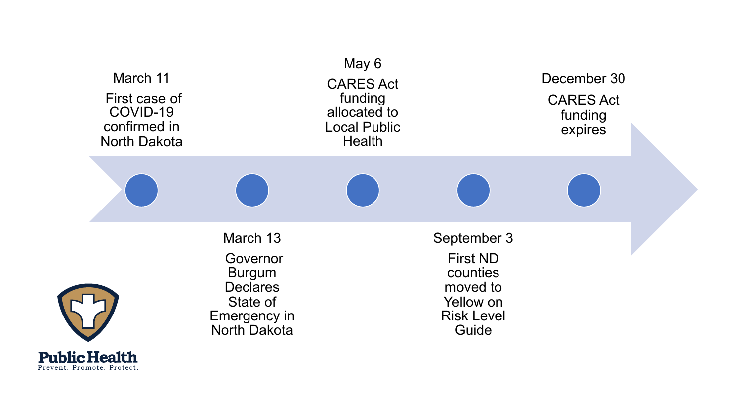March 11

First case of COVID-19 confirmed in North Dakota

March 13

Governor Burgum Declares State of Emergency in North Dakota

May 6

CARES Act funding allocated to Local Public Health

September 3

First ND counties moved to Yellow on Risk Level Guide

December 30

CARES Act funding expires

Public Health
Prevent. Promote. Protect.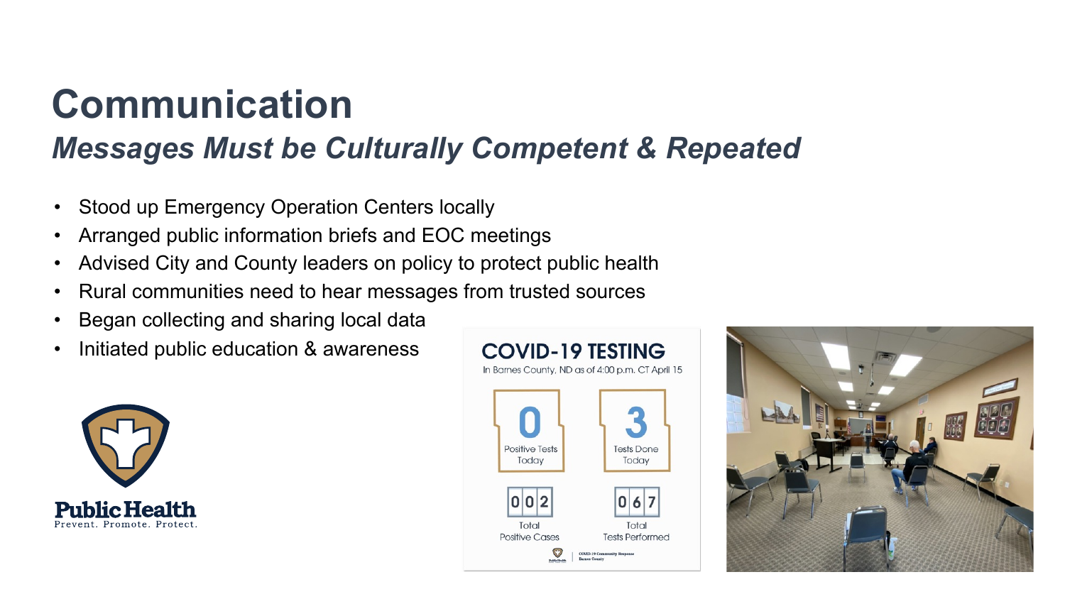# Communication

## *Messages Must be Culturally Competent & Repeated*

- Stood up Emergency Operation Centers locally
- Arranged public information briefs and EOC meetings
- Advised City and County leaders on policy to protect public health
- Rural communities need to hear messages from trusted sources
- Began collecting and sharing local data
- Initiated public education & awareness

**COVID-19 TESTING**

In Barnes County, ND as of 4:00 p.m. CT April 15

| 0 | 3 |
|---|---|
| Positive Tests Today | Tests Done Today |
| 002 | 067 |
| Total Positive Cases | Total Tests Performed |

COVID-19 Community Response Barnes County

Public Health
Prevent. Promote. Protect.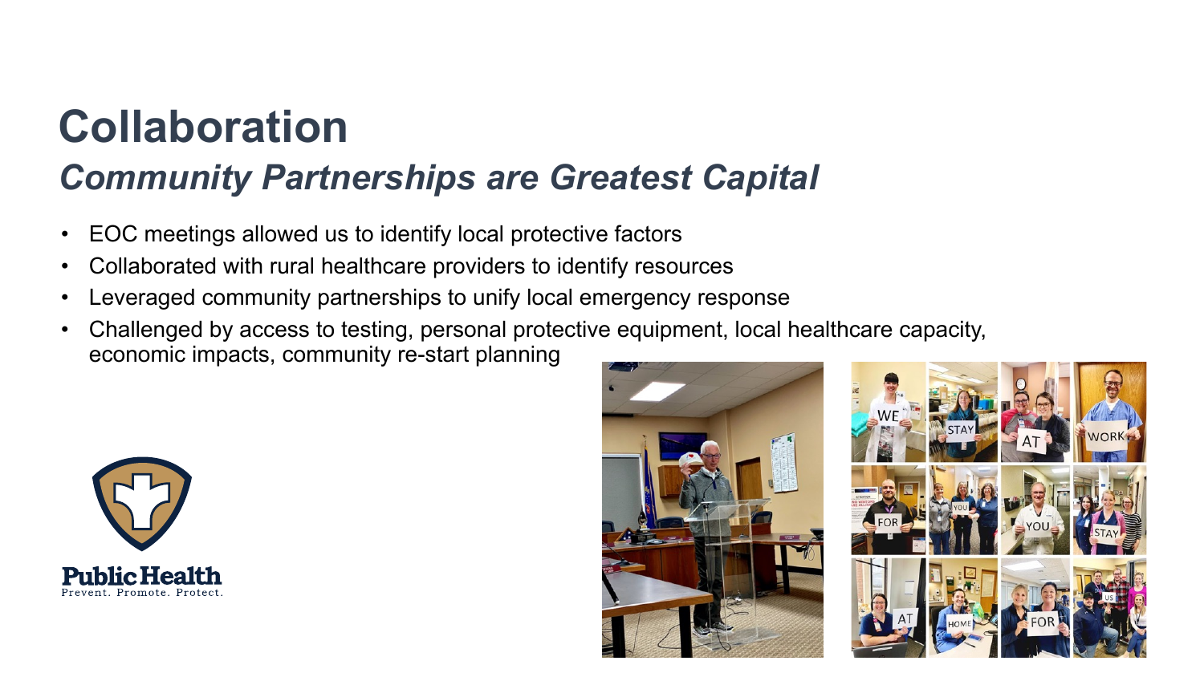# Collaboration

## *Community Partnerships are Greatest Capital*

- EOC meetings allowed us to identify local protective factors
- Collaborated with rural healthcare providers to identify resources
- Leveraged community partnerships to unify local emergency response
- Challenged by access to testing, personal protective equipment, local healthcare capacity, economic impacts, community re-start planning

Public Health
Prevent. Promote. Protect.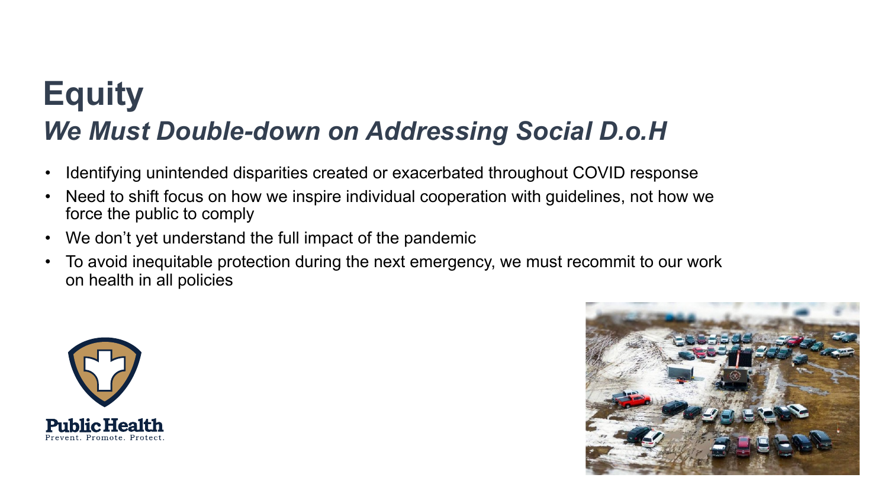# Equity

## *We Must Double-down on Addressing Social D.o.H*

- Identifying unintended disparities created or exacerbated throughout COVID response
- Need to shift focus on how we inspire individual cooperation with guidelines, not how we force the public to comply
- We don't yet understand the full impact of the pandemic
- To avoid inequitable protection during the next emergency, we must recommit to our work on health in all policies

Public Health
Prevent. Promote. Protect.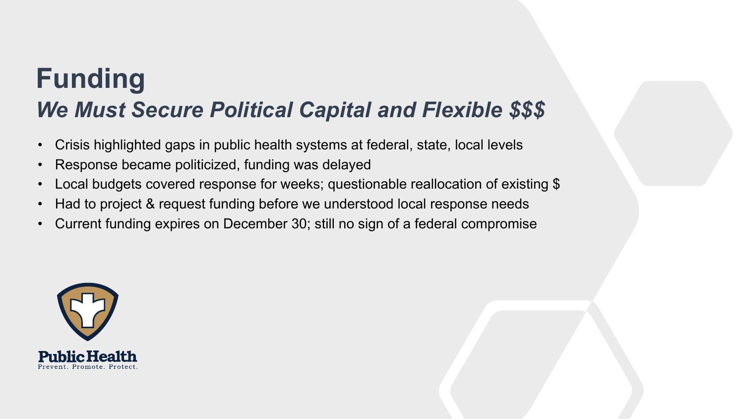# Funding

## *We Must Secure Political Capital and Flexible $$$*

- Crisis highlighted gaps in public health systems at federal, state, local levels
- Response became politicized, funding was delayed
- Local budgets covered response for weeks; questionable reallocation of existing $
- Had to project & request funding before we understood local response needs
- Current funding expires on December 30; still no sign of a federal compromise

Public Health
Prevent. Promote. Protect.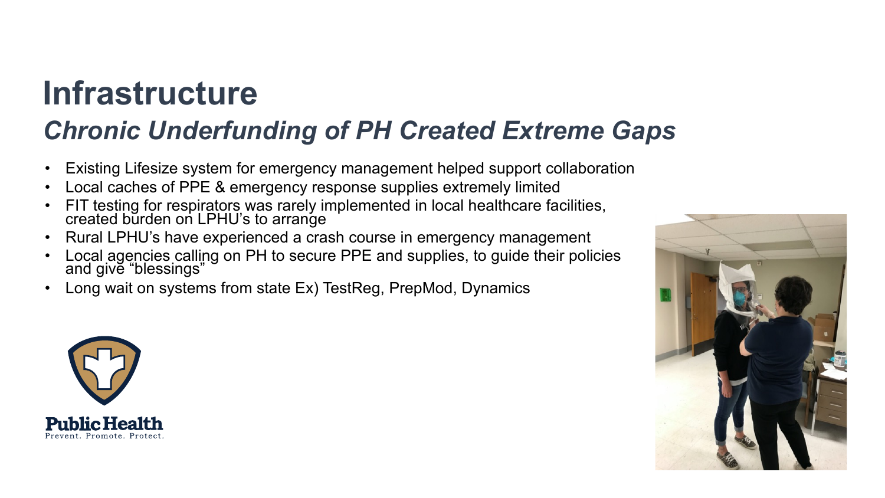# Infrastructure

## *Chronic Underfunding of PH Created Extreme Gaps*

- Existing Lifesize system for emergency management helped support collaboration
- Local caches of PPE & emergency response supplies extremely limited
- FIT testing for respirators was rarely implemented in local healthcare facilities, created burden on LPHU's to arrange
- Rural LPHU's have experienced a crash course in emergency management
- Local agencies calling on PH to secure PPE and supplies, to guide their policies and give "blessings"
- Long wait on systems from state Ex) TestReg, PrepMod, Dynamics

Public Health
Prevent. Promote. Protect.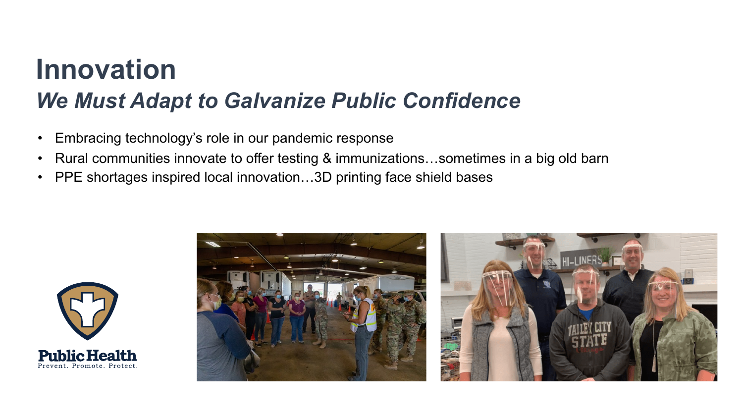# Innovation

## *We Must Adapt to Galvanize Public Confidence*

- Embracing technology's role in our pandemic response
- Rural communities innovate to offer testing & immunizations…sometimes in a big old barn
- PPE shortages inspired local innovation…3D printing face shield bases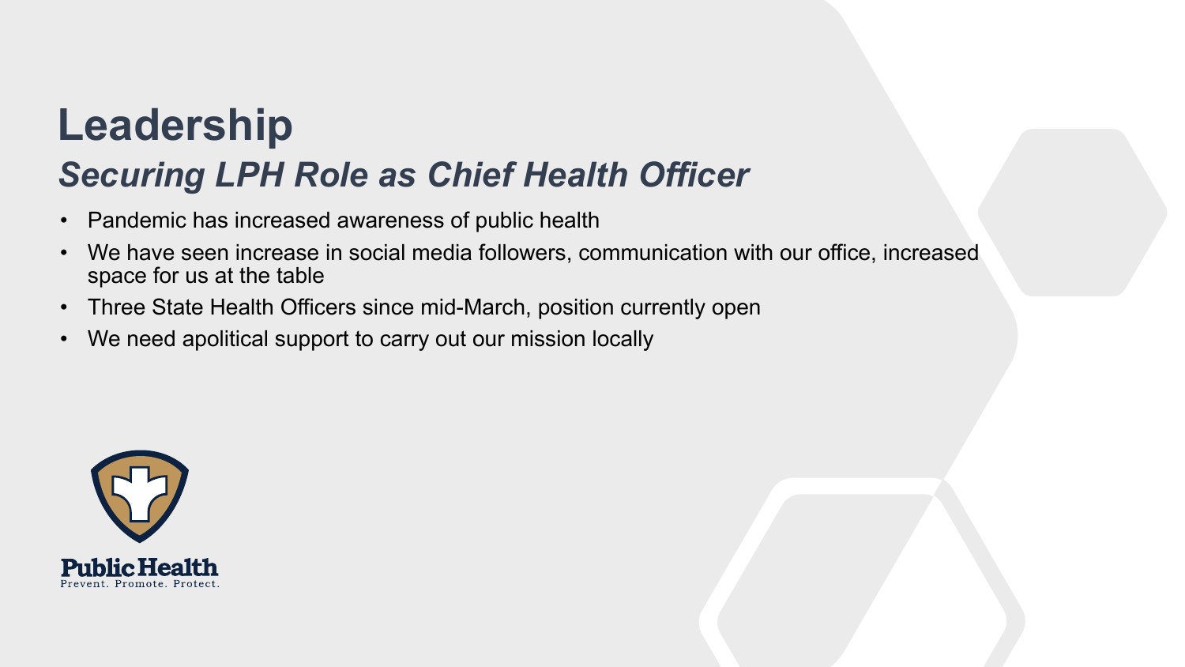# Leadership

## *Securing LPH Role as Chief Health Officer*

- Pandemic has increased awareness of public health
- We have seen increase in social media followers, communication with our office, increased space for us at the table
- Three State Health Officers since mid-March, position currently open
- We need apolitical support to carry out our mission locally

Public Health
Prevent. Promote. Protect.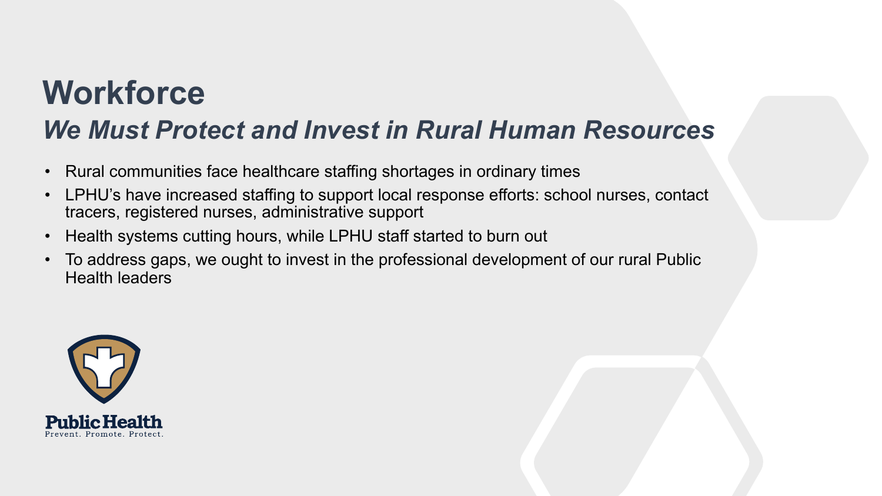# Workforce

## *We Must Protect and Invest in Rural Human Resources*

- Rural communities face healthcare staffing shortages in ordinary times
- LPHU's have increased staffing to support local response efforts: school nurses, contact tracers, registered nurses, administrative support
- Health systems cutting hours, while LPHU staff started to burn out
- To address gaps, we ought to invest in the professional development of our rural Public Health leaders

Public Health
Prevent. Promote. Protect.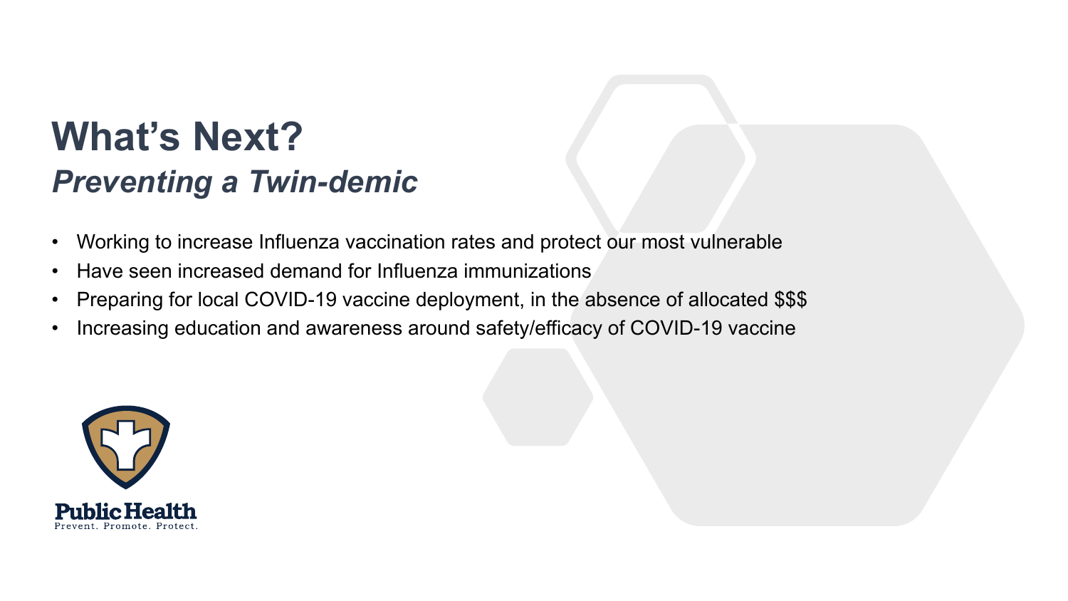# What's Next?

## *Preventing a Twin-demic*

- Working to increase Influenza vaccination rates and protect our most vulnerable
- Have seen increased demand for Influenza immunizations
- Preparing for local COVID-19 vaccine deployment, in the absence of allocated $$$
- Increasing education and awareness around safety/efficacy of COVID-19 vaccine

Public Health
Prevent. Promote. Protect.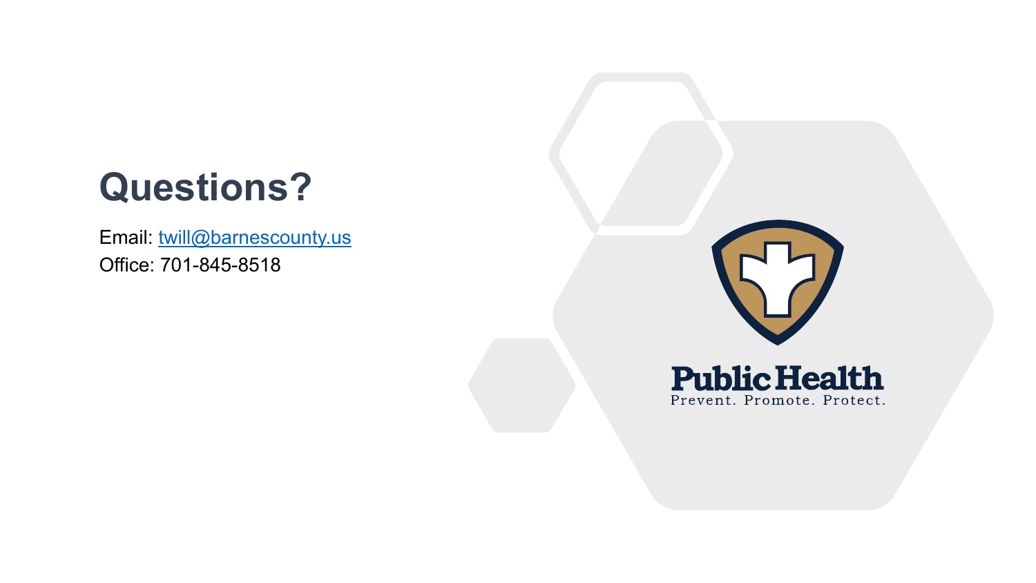# Questions?

Email: twill@barnescounty.us
Office: 701-845-8518

Public Health
Prevent. Promote. Protect.